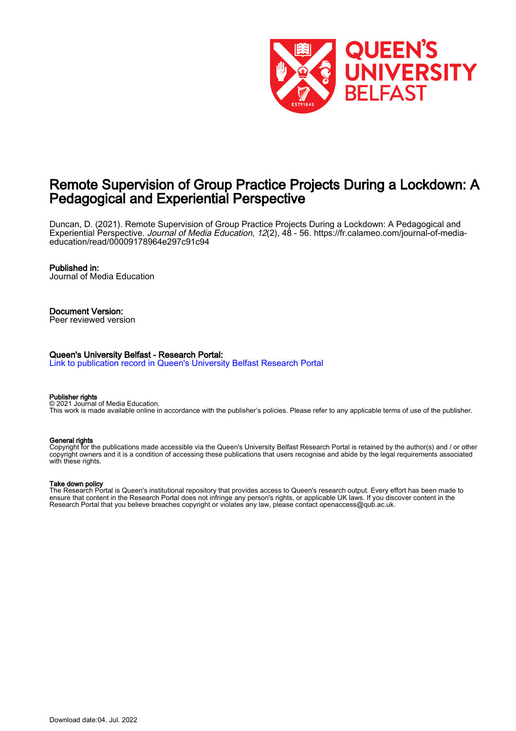# Remote Supervision of Group Practice Projects During a Lockdown: A Pedagogical and Experiential Perspective

Duncan, D. (2021). Remote Supervision of Group Practice Projects During a Lockdown: A Pedagogical and Experiential Perspective. *Journal of Media Education*, *12*(2), 48 - 56. https://fr.calameo.com/journal-of-media-education/read/00009178964e297c91c94

**Published in:**
Journal of Media Education

**Document Version:**
Peer reviewed version

**Queen's University Belfast - Research Portal:**
Link to publication record in Queen's University Belfast Research Portal

**Publisher rights**
© 2021 Journal of Media Education.
This work is made available online in accordance with the publisher's policies. Please refer to any applicable terms of use of the publisher.

**General rights**
Copyright for the publications made accessible via the Queen's University Belfast Research Portal is retained by the author(s) and / or other copyright owners and it is a condition of accessing these publications that users recognise and abide by the legal requirements associated with these rights.

**Take down policy**
The Research Portal is Queen's institutional repository that provides access to Queen's research output. Every effort has been made to ensure that content in the Research Portal does not infringe any person's rights, or applicable UK laws. If you discover content in the Research Portal that you believe breaches copyright or violates any law, please contact openaccess@qub.ac.uk.

Download date:04. Jul. 2022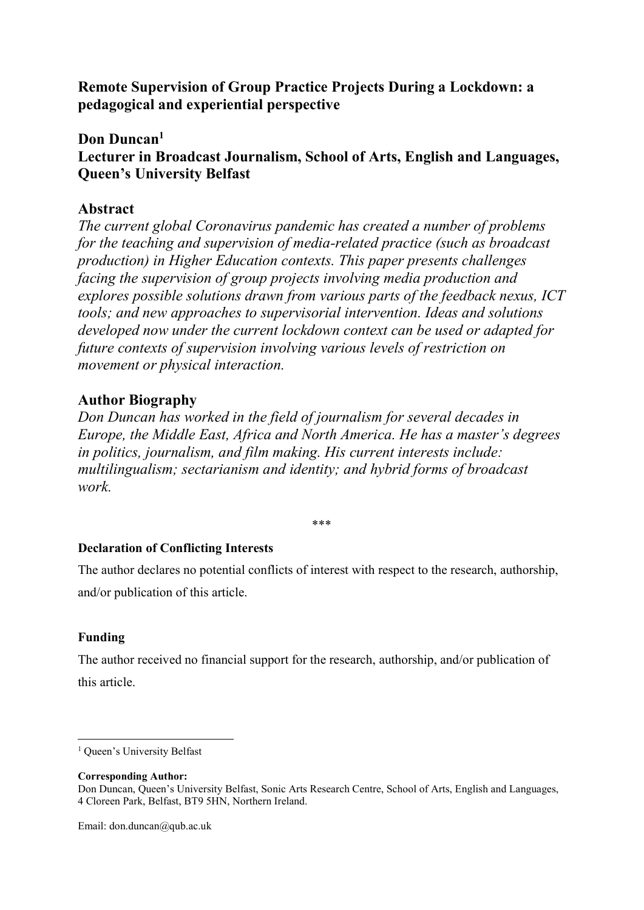**Remote Supervision of Group Practice Projects During a Lockdown: a pedagogical and experiential perspective**

## Don Duncan[1]

## Lecturer in Broadcast Journalism, School of Arts, English and Languages, Queen's University Belfast

## Abstract

*The current global Coronavirus pandemic has created a number of problems for the teaching and supervision of media-related practice (such as broadcast production) in Higher Education contexts. This paper presents challenges facing the supervision of group projects involving media production and explores possible solutions drawn from various parts of the feedback nexus, ICT tools; and new approaches to supervisorial intervention. Ideas and solutions developed now under the current lockdown context can be used or adapted for future contexts of supervision involving various levels of restriction on movement or physical interaction.*

## Author Biography

*Don Duncan has worked in the field of journalism for several decades in Europe, the Middle East, Africa and North America. He has a master's degrees in politics, journalism, and film making. His current interests include: multilingualism; sectarianism and identity; and hybrid forms of broadcast work.*

\*\*\*

**Declaration of Conflicting Interests**

The author declares no potential conflicts of interest with respect to the research, authorship, and/or publication of this article.

**Funding**

The author received no financial support for the research, authorship, and/or publication of this article.

---

[1] Queen's University Belfast

**Corresponding Author:**
Don Duncan, Queen's University Belfast, Sonic Arts Research Centre, School of Arts, English and Languages, 4 Cloreen Park, Belfast, BT9 5HN, Northern Ireland.

Email: don.duncan@qub.ac.uk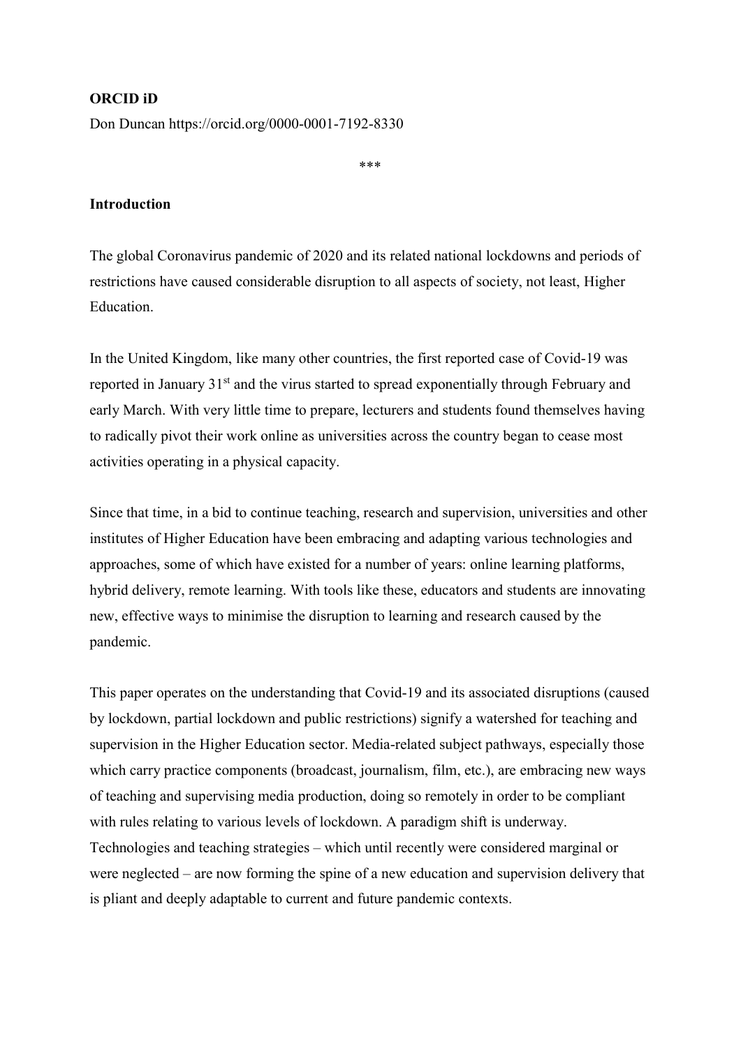**ORCID iD**

Don Duncan https://orcid.org/0000-0001-7192-8330

***

**Introduction**

The global Coronavirus pandemic of 2020 and its related national lockdowns and periods of restrictions have caused considerable disruption to all aspects of society, not least, Higher Education.

In the United Kingdom, like many other countries, the first reported case of Covid-19 was reported in January 31st and the virus started to spread exponentially through February and early March. With very little time to prepare, lecturers and students found themselves having to radically pivot their work online as universities across the country began to cease most activities operating in a physical capacity.

Since that time, in a bid to continue teaching, research and supervision, universities and other institutes of Higher Education have been embracing and adapting various technologies and approaches, some of which have existed for a number of years: online learning platforms, hybrid delivery, remote learning. With tools like these, educators and students are innovating new, effective ways to minimise the disruption to learning and research caused by the pandemic.

This paper operates on the understanding that Covid-19 and its associated disruptions (caused by lockdown, partial lockdown and public restrictions) signify a watershed for teaching and supervision in the Higher Education sector. Media-related subject pathways, especially those which carry practice components (broadcast, journalism, film, etc.), are embracing new ways of teaching and supervising media production, doing so remotely in order to be compliant with rules relating to various levels of lockdown. A paradigm shift is underway. Technologies and teaching strategies – which until recently were considered marginal or were neglected – are now forming the spine of a new education and supervision delivery that is pliant and deeply adaptable to current and future pandemic contexts.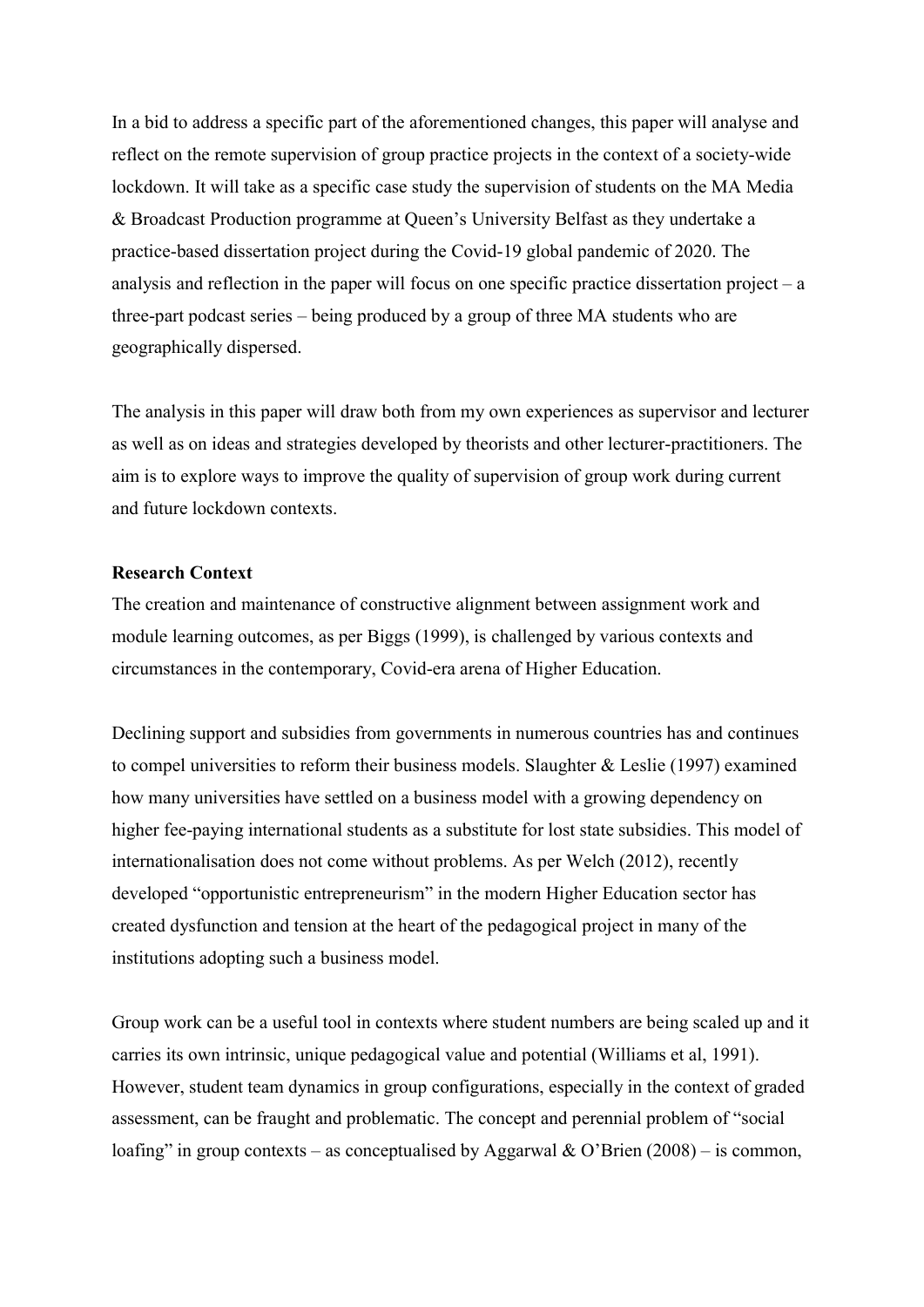In a bid to address a specific part of the aforementioned changes, this paper will analyse and reflect on the remote supervision of group practice projects in the context of a society-wide lockdown. It will take as a specific case study the supervision of students on the MA Media & Broadcast Production programme at Queen's University Belfast as they undertake a practice-based dissertation project during the Covid-19 global pandemic of 2020. The analysis and reflection in the paper will focus on one specific practice dissertation project – a three-part podcast series – being produced by a group of three MA students who are geographically dispersed.

The analysis in this paper will draw both from my own experiences as supervisor and lecturer as well as on ideas and strategies developed by theorists and other lecturer-practitioners. The aim is to explore ways to improve the quality of supervision of group work during current and future lockdown contexts.

**Research Context**

The creation and maintenance of constructive alignment between assignment work and module learning outcomes, as per Biggs (1999), is challenged by various contexts and circumstances in the contemporary, Covid-era arena of Higher Education.

Declining support and subsidies from governments in numerous countries has and continues to compel universities to reform their business models. Slaughter & Leslie (1997) examined how many universities have settled on a business model with a growing dependency on higher fee-paying international students as a substitute for lost state subsidies. This model of internationalisation does not come without problems. As per Welch (2012), recently developed "opportunistic entrepreneurism" in the modern Higher Education sector has created dysfunction and tension at the heart of the pedagogical project in many of the institutions adopting such a business model.

Group work can be a useful tool in contexts where student numbers are being scaled up and it carries its own intrinsic, unique pedagogical value and potential (Williams et al, 1991). However, student team dynamics in group configurations, especially in the context of graded assessment, can be fraught and problematic. The concept and perennial problem of "social loafing" in group contexts – as conceptualised by Aggarwal & O'Brien (2008) – is common,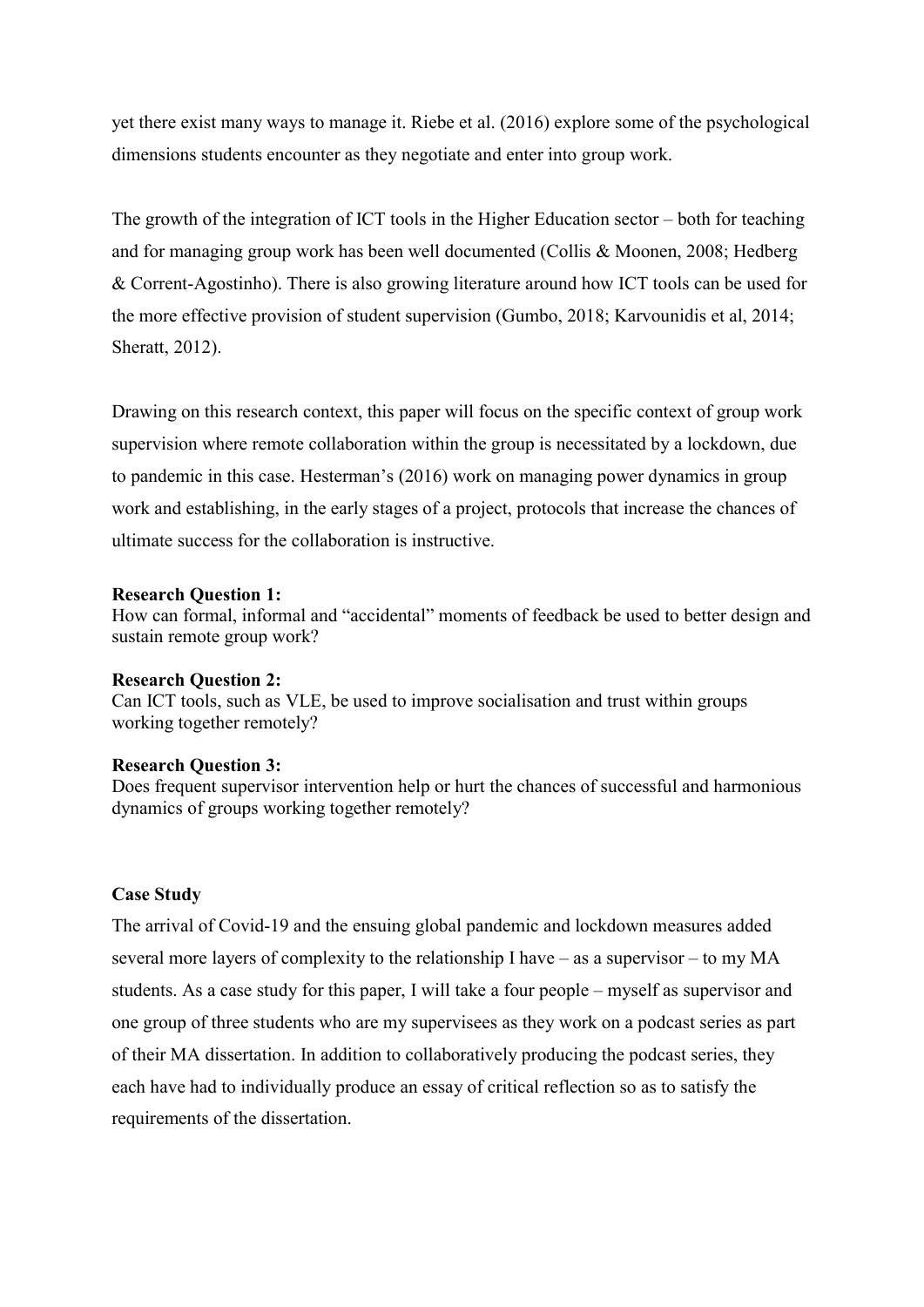yet there exist many ways to manage it. Riebe et al. (2016) explore some of the psychological dimensions students encounter as they negotiate and enter into group work.

The growth of the integration of ICT tools in the Higher Education sector – both for teaching and for managing group work has been well documented (Collis & Moonen, 2008; Hedberg & Corrent-Agostinho). There is also growing literature around how ICT tools can be used for the more effective provision of student supervision (Gumbo, 2018; Karvounidis et al, 2014; Sheratt, 2012).

Drawing on this research context, this paper will focus on the specific context of group work supervision where remote collaboration within the group is necessitated by a lockdown, due to pandemic in this case. Hesterman's (2016) work on managing power dynamics in group work and establishing, in the early stages of a project, protocols that increase the chances of ultimate success for the collaboration is instructive.

**Research Question 1:**
How can formal, informal and "accidental" moments of feedback be used to better design and sustain remote group work?

**Research Question 2:**
Can ICT tools, such as VLE, be used to improve socialisation and trust within groups working together remotely?

**Research Question 3:**
Does frequent supervisor intervention help or hurt the chances of successful and harmonious dynamics of groups working together remotely?

**Case Study**

The arrival of Covid-19 and the ensuing global pandemic and lockdown measures added several more layers of complexity to the relationship I have – as a supervisor – to my MA students. As a case study for this paper, I will take a four people – myself as supervisor and one group of three students who are my supervisees as they work on a podcast series as part of their MA dissertation. In addition to collaboratively producing the podcast series, they each have had to individually produce an essay of critical reflection so as to satisfy the requirements of the dissertation.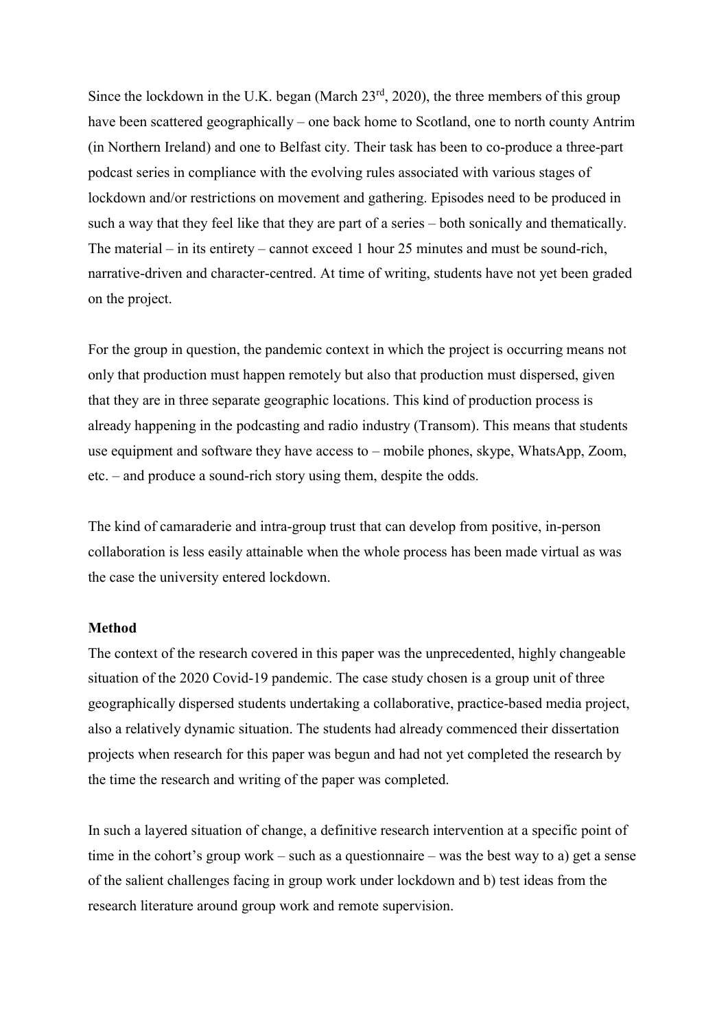Since the lockdown in the U.K. began (March 23rd, 2020), the three members of this group have been scattered geographically – one back home to Scotland, one to north county Antrim (in Northern Ireland) and one to Belfast city. Their task has been to co-produce a three-part podcast series in compliance with the evolving rules associated with various stages of lockdown and/or restrictions on movement and gathering. Episodes need to be produced in such a way that they feel like that they are part of a series – both sonically and thematically. The material – in its entirety – cannot exceed 1 hour 25 minutes and must be sound-rich, narrative-driven and character-centred. At time of writing, students have not yet been graded on the project.

For the group in question, the pandemic context in which the project is occurring means not only that production must happen remotely but also that production must dispersed, given that they are in three separate geographic locations. This kind of production process is already happening in the podcasting and radio industry (Transom). This means that students use equipment and software they have access to – mobile phones, skype, WhatsApp, Zoom, etc. – and produce a sound-rich story using them, despite the odds.

The kind of camaraderie and intra-group trust that can develop from positive, in-person collaboration is less easily attainable when the whole process has been made virtual as was the case the university entered lockdown.

**Method**

The context of the research covered in this paper was the unprecedented, highly changeable situation of the 2020 Covid-19 pandemic. The case study chosen is a group unit of three geographically dispersed students undertaking a collaborative, practice-based media project, also a relatively dynamic situation. The students had already commenced their dissertation projects when research for this paper was begun and had not yet completed the research by the time the research and writing of the paper was completed.

In such a layered situation of change, a definitive research intervention at a specific point of time in the cohort's group work – such as a questionnaire – was the best way to a) get a sense of the salient challenges facing in group work under lockdown and b) test ideas from the research literature around group work and remote supervision.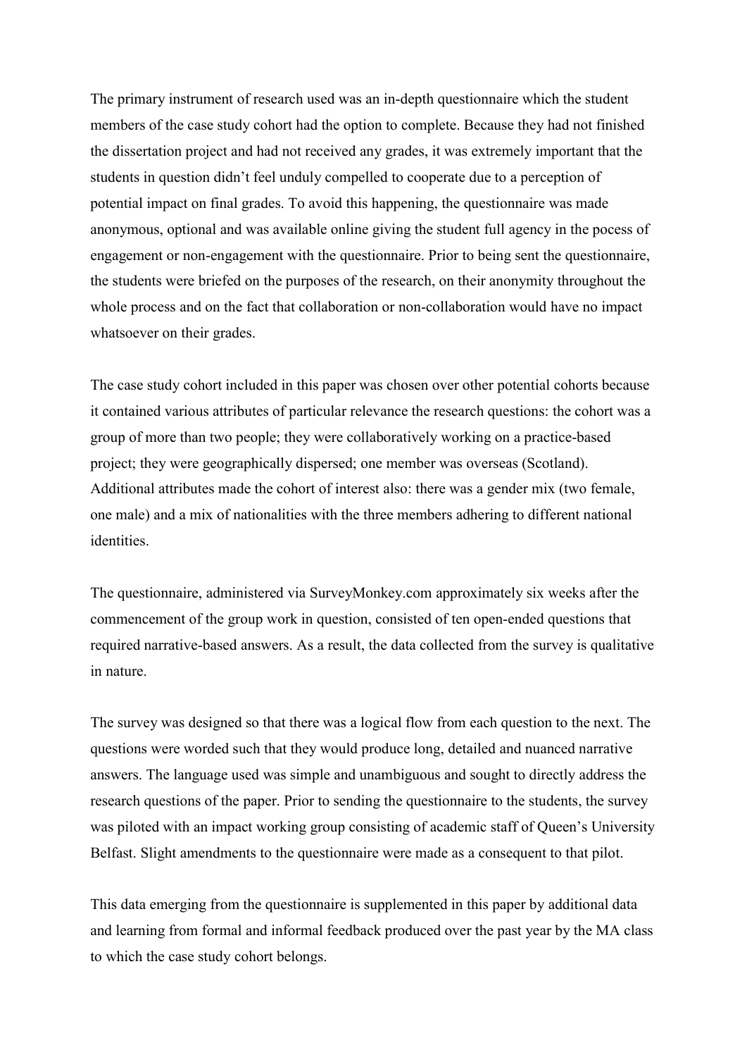The primary instrument of research used was an in-depth questionnaire which the student members of the case study cohort had the option to complete. Because they had not finished the dissertation project and had not received any grades, it was extremely important that the students in question didn't feel unduly compelled to cooperate due to a perception of potential impact on final grades. To avoid this happening, the questionnaire was made anonymous, optional and was available online giving the student full agency in the pocess of engagement or non-engagement with the questionnaire. Prior to being sent the questionnaire, the students were briefed on the purposes of the research, on their anonymity throughout the whole process and on the fact that collaboration or non-collaboration would have no impact whatsoever on their grades.

The case study cohort included in this paper was chosen over other potential cohorts because it contained various attributes of particular relevance the research questions: the cohort was a group of more than two people; they were collaboratively working on a practice-based project; they were geographically dispersed; one member was overseas (Scotland). Additional attributes made the cohort of interest also: there was a gender mix (two female, one male) and a mix of nationalities with the three members adhering to different national identities.

The questionnaire, administered via SurveyMonkey.com approximately six weeks after the commencement of the group work in question, consisted of ten open-ended questions that required narrative-based answers. As a result, the data collected from the survey is qualitative in nature.

The survey was designed so that there was a logical flow from each question to the next. The questions were worded such that they would produce long, detailed and nuanced narrative answers. The language used was simple and unambiguous and sought to directly address the research questions of the paper. Prior to sending the questionnaire to the students, the survey was piloted with an impact working group consisting of academic staff of Queen's University Belfast. Slight amendments to the questionnaire were made as a consequent to that pilot.

This data emerging from the questionnaire is supplemented in this paper by additional data and learning from formal and informal feedback produced over the past year by the MA class to which the case study cohort belongs.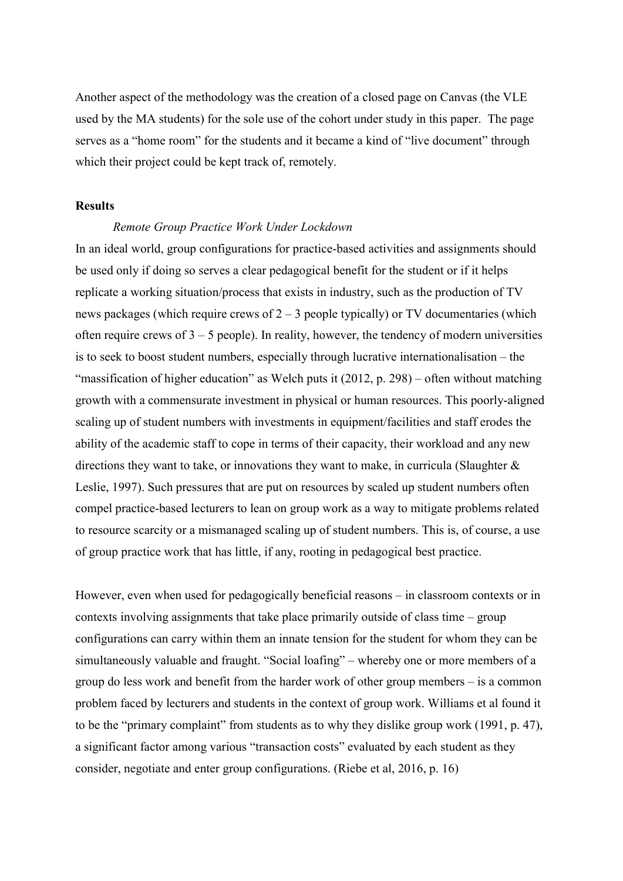Another aspect of the methodology was the creation of a closed page on Canvas (the VLE used by the MA students) for the sole use of the cohort under study in this paper. The page serves as a "home room" for the students and it became a kind of "live document" through which their project could be kept track of, remotely.

## Results

### *Remote Group Practice Work Under Lockdown*

In an ideal world, group configurations for practice-based activities and assignments should be used only if doing so serves a clear pedagogical benefit for the student or if it helps replicate a working situation/process that exists in industry, such as the production of TV news packages (which require crews of 2 – 3 people typically) or TV documentaries (which often require crews of 3 – 5 people). In reality, however, the tendency of modern universities is to seek to boost student numbers, especially through lucrative internationalisation – the "massification of higher education" as Welch puts it (2012, p. 298) – often without matching growth with a commensurate investment in physical or human resources. This poorly-aligned scaling up of student numbers with investments in equipment/facilities and staff erodes the ability of the academic staff to cope in terms of their capacity, their workload and any new directions they want to take, or innovations they want to make, in curricula (Slaughter & Leslie, 1997). Such pressures that are put on resources by scaled up student numbers often compel practice-based lecturers to lean on group work as a way to mitigate problems related to resource scarcity or a mismanaged scaling up of student numbers. This is, of course, a use of group practice work that has little, if any, rooting in pedagogical best practice.

However, even when used for pedagogically beneficial reasons – in classroom contexts or in contexts involving assignments that take place primarily outside of class time – group configurations can carry within them an innate tension for the student for whom they can be simultaneously valuable and fraught. "Social loafing" – whereby one or more members of a group do less work and benefit from the harder work of other group members – is a common problem faced by lecturers and students in the context of group work. Williams et al found it to be the "primary complaint" from students as to why they dislike group work (1991, p. 47), a significant factor among various "transaction costs" evaluated by each student as they consider, negotiate and enter group configurations. (Riebe et al, 2016, p. 16)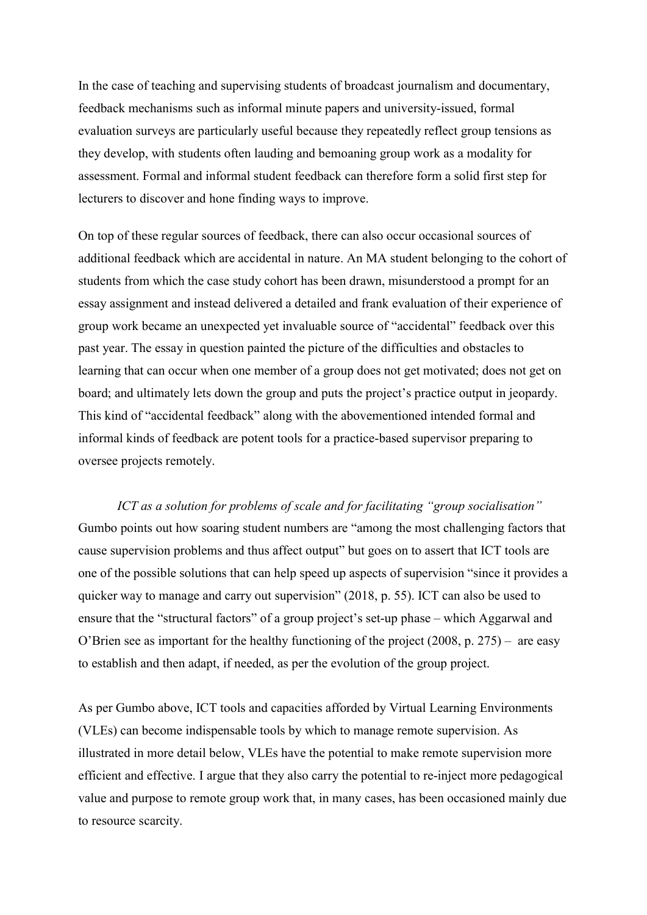In the case of teaching and supervising students of broadcast journalism and documentary, feedback mechanisms such as informal minute papers and university-issued, formal evaluation surveys are particularly useful because they repeatedly reflect group tensions as they develop, with students often lauding and bemoaning group work as a modality for assessment. Formal and informal student feedback can therefore form a solid first step for lecturers to discover and hone finding ways to improve.

On top of these regular sources of feedback, there can also occur occasional sources of additional feedback which are accidental in nature. An MA student belonging to the cohort of students from which the case study cohort has been drawn, misunderstood a prompt for an essay assignment and instead delivered a detailed and frank evaluation of their experience of group work became an unexpected yet invaluable source of "accidental" feedback over this past year. The essay in question painted the picture of the difficulties and obstacles to learning that can occur when one member of a group does not get motivated; does not get on board; and ultimately lets down the group and puts the project's practice output in jeopardy. This kind of "accidental feedback" along with the abovementioned intended formal and informal kinds of feedback are potent tools for a practice-based supervisor preparing to oversee projects remotely.

*ICT as a solution for problems of scale and for facilitating "group socialisation"*

Gumbo points out how soaring student numbers are "among the most challenging factors that cause supervision problems and thus affect output" but goes on to assert that ICT tools are one of the possible solutions that can help speed up aspects of supervision "since it provides a quicker way to manage and carry out supervision" (2018, p. 55). ICT can also be used to ensure that the "structural factors" of a group project's set-up phase – which Aggarwal and O'Brien see as important for the healthy functioning of the project (2008, p. 275) – are easy to establish and then adapt, if needed, as per the evolution of the group project.

As per Gumbo above, ICT tools and capacities afforded by Virtual Learning Environments (VLEs) can become indispensable tools by which to manage remote supervision. As illustrated in more detail below, VLEs have the potential to make remote supervision more efficient and effective. I argue that they also carry the potential to re-inject more pedagogical value and purpose to remote group work that, in many cases, has been occasioned mainly due to resource scarcity.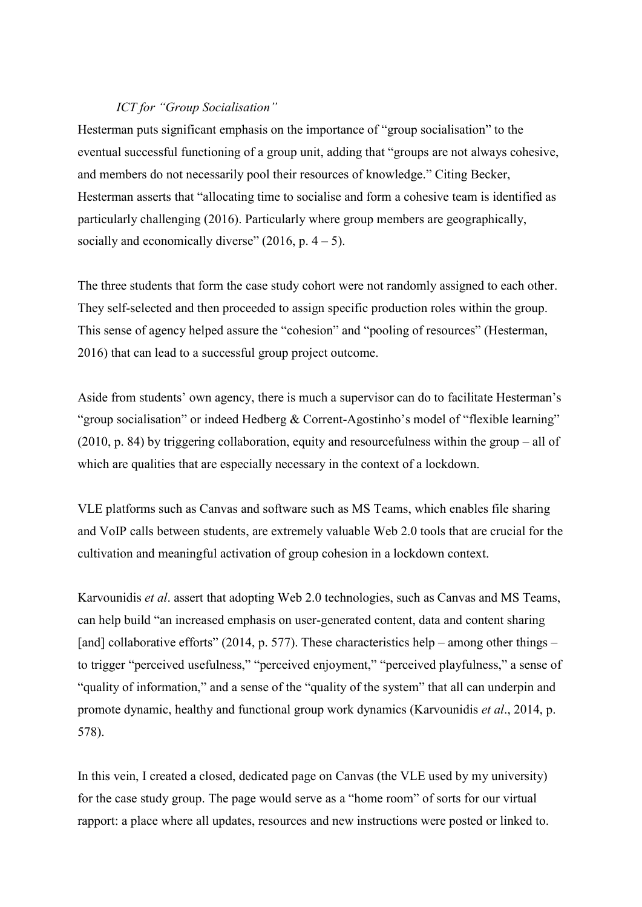### *ICT for "Group Socialisation"*

Hesterman puts significant emphasis on the importance of "group socialisation" to the eventual successful functioning of a group unit, adding that "groups are not always cohesive, and members do not necessarily pool their resources of knowledge." Citing Becker, Hesterman asserts that "allocating time to socialise and form a cohesive team is identified as particularly challenging (2016). Particularly where group members are geographically, socially and economically diverse" (2016, p. 4 – 5).

The three students that form the case study cohort were not randomly assigned to each other. They self-selected and then proceeded to assign specific production roles within the group. This sense of agency helped assure the "cohesion" and "pooling of resources" (Hesterman, 2016) that can lead to a successful group project outcome.

Aside from students' own agency, there is much a supervisor can do to facilitate Hesterman's "group socialisation" or indeed Hedberg & Corrent-Agostinho's model of "flexible learning" (2010, p. 84) by triggering collaboration, equity and resourcefulness within the group – all of which are qualities that are especially necessary in the context of a lockdown.

VLE platforms such as Canvas and software such as MS Teams, which enables file sharing and VoIP calls between students, are extremely valuable Web 2.0 tools that are crucial for the cultivation and meaningful activation of group cohesion in a lockdown context.

Karvounidis *et al*. assert that adopting Web 2.0 technologies, such as Canvas and MS Teams, can help build "an increased emphasis on user-generated content, data and content sharing [and] collaborative efforts" (2014, p. 577). These characteristics help – among other things – to trigger "perceived usefulness," "perceived enjoyment," "perceived playfulness," a sense of "quality of information," and a sense of the "quality of the system" that all can underpin and promote dynamic, healthy and functional group work dynamics (Karvounidis *et al*., 2014, p. 578).

In this vein, I created a closed, dedicated page on Canvas (the VLE used by my university) for the case study group. The page would serve as a "home room" of sorts for our virtual rapport: a place where all updates, resources and new instructions were posted or linked to.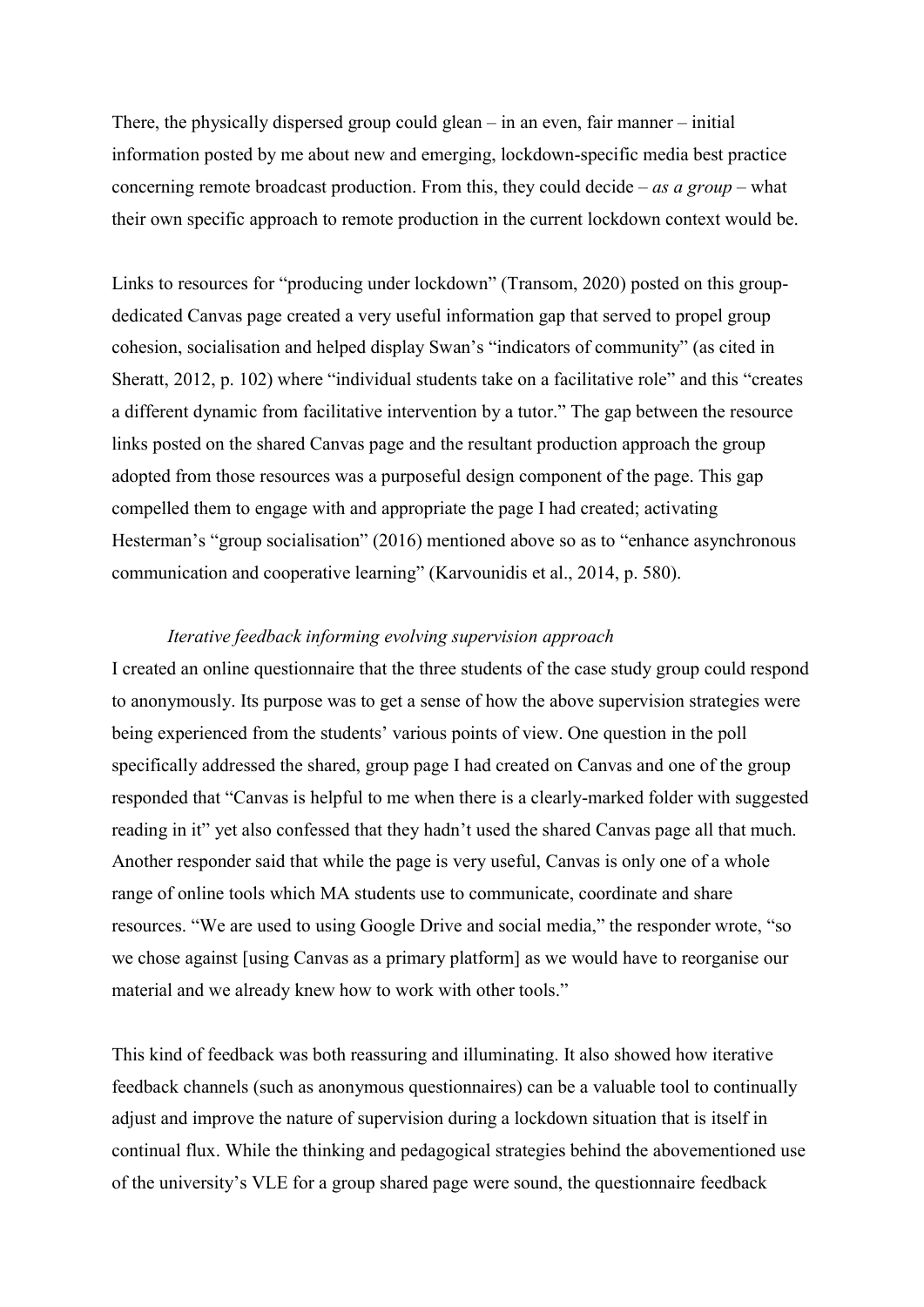There, the physically dispersed group could glean – in an even, fair manner – initial information posted by me about new and emerging, lockdown-specific media best practice concerning remote broadcast production. From this, they could decide – *as a group* – what their own specific approach to remote production in the current lockdown context would be.

Links to resources for "producing under lockdown" (Transom, 2020) posted on this group-dedicated Canvas page created a very useful information gap that served to propel group cohesion, socialisation and helped display Swan's "indicators of community" (as cited in Sheratt, 2012, p. 102) where "individual students take on a facilitative role" and this "creates a different dynamic from facilitative intervention by a tutor." The gap between the resource links posted on the shared Canvas page and the resultant production approach the group adopted from those resources was a purposeful design component of the page. This gap compelled them to engage with and appropriate the page I had created; activating Hesterman's "group socialisation" (2016) mentioned above so as to "enhance asynchronous communication and cooperative learning" (Karvounidis et al., 2014, p. 580).

### *Iterative feedback informing evolving supervision approach*

I created an online questionnaire that the three students of the case study group could respond to anonymously. Its purpose was to get a sense of how the above supervision strategies were being experienced from the students' various points of view. One question in the poll specifically addressed the shared, group page I had created on Canvas and one of the group responded that "Canvas is helpful to me when there is a clearly-marked folder with suggested reading in it" yet also confessed that they hadn't used the shared Canvas page all that much. Another responder said that while the page is very useful, Canvas is only one of a whole range of online tools which MA students use to communicate, coordinate and share resources. "We are used to using Google Drive and social media," the responder wrote, "so we chose against [using Canvas as a primary platform] as we would have to reorganise our material and we already knew how to work with other tools."

This kind of feedback was both reassuring and illuminating. It also showed how iterative feedback channels (such as anonymous questionnaires) can be a valuable tool to continually adjust and improve the nature of supervision during a lockdown situation that is itself in continual flux. While the thinking and pedagogical strategies behind the abovementioned use of the university's VLE for a group shared page were sound, the questionnaire feedback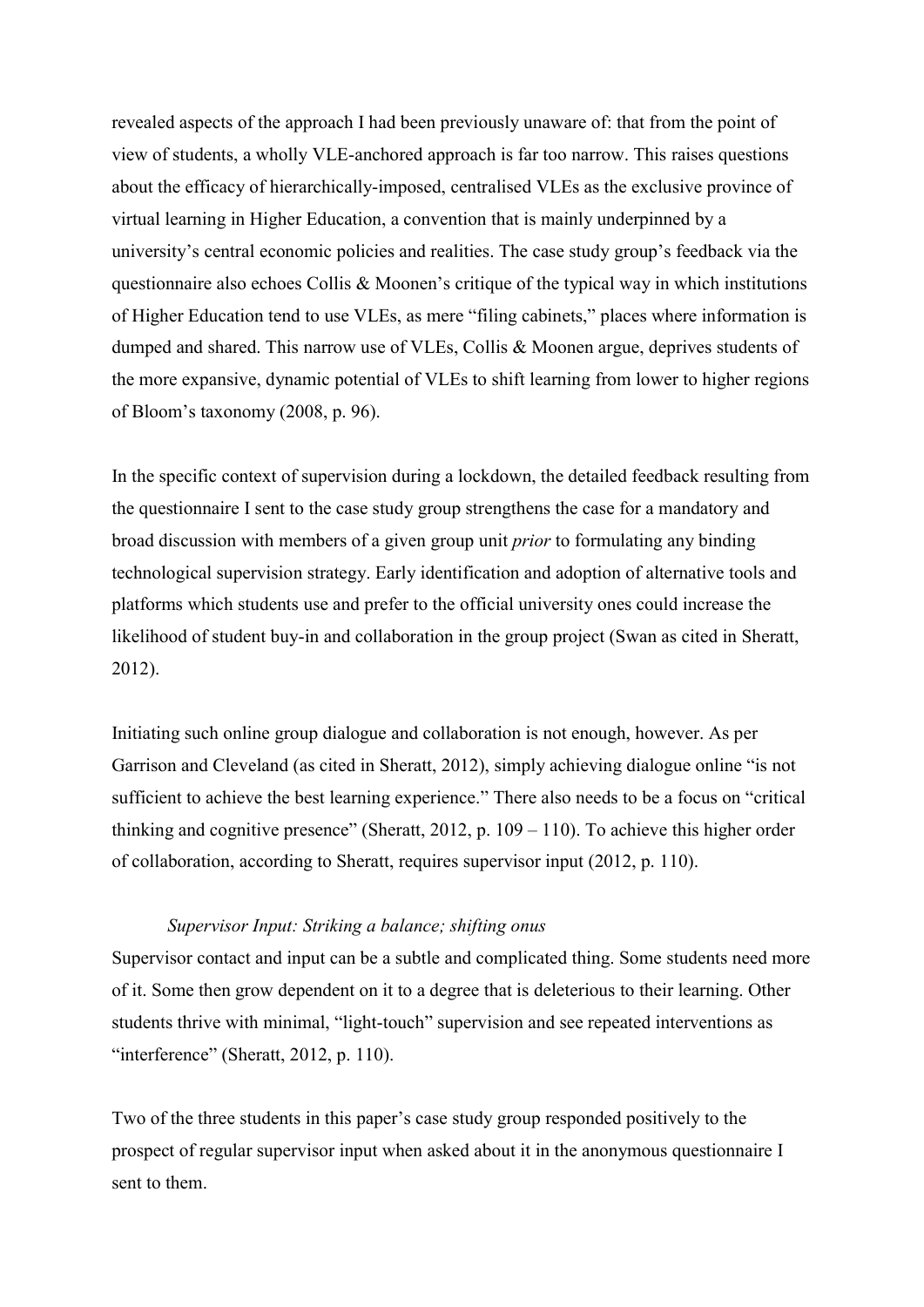revealed aspects of the approach I had been previously unaware of: that from the point of view of students, a wholly VLE-anchored approach is far too narrow. This raises questions about the efficacy of hierarchically-imposed, centralised VLEs as the exclusive province of virtual learning in Higher Education, a convention that is mainly underpinned by a university's central economic policies and realities. The case study group's feedback via the questionnaire also echoes Collis & Moonen's critique of the typical way in which institutions of Higher Education tend to use VLEs, as mere "filing cabinets," places where information is dumped and shared. This narrow use of VLEs, Collis & Moonen argue, deprives students of the more expansive, dynamic potential of VLEs to shift learning from lower to higher regions of Bloom's taxonomy (2008, p. 96).

In the specific context of supervision during a lockdown, the detailed feedback resulting from the questionnaire I sent to the case study group strengthens the case for a mandatory and broad discussion with members of a given group unit *prior* to formulating any binding technological supervision strategy. Early identification and adoption of alternative tools and platforms which students use and prefer to the official university ones could increase the likelihood of student buy-in and collaboration in the group project (Swan as cited in Sheratt, 2012).

Initiating such online group dialogue and collaboration is not enough, however. As per Garrison and Cleveland (as cited in Sheratt, 2012), simply achieving dialogue online "is not sufficient to achieve the best learning experience." There also needs to be a focus on "critical thinking and cognitive presence" (Sheratt, 2012, p. 109 – 110). To achieve this higher order of collaboration, according to Sheratt, requires supervisor input (2012, p. 110).

### *Supervisor Input: Striking a balance; shifting onus*

Supervisor contact and input can be a subtle and complicated thing. Some students need more of it. Some then grow dependent on it to a degree that is deleterious to their learning. Other students thrive with minimal, "light-touch" supervision and see repeated interventions as "interference" (Sheratt, 2012, p. 110).

Two of the three students in this paper's case study group responded positively to the prospect of regular supervisor input when asked about it in the anonymous questionnaire I sent to them.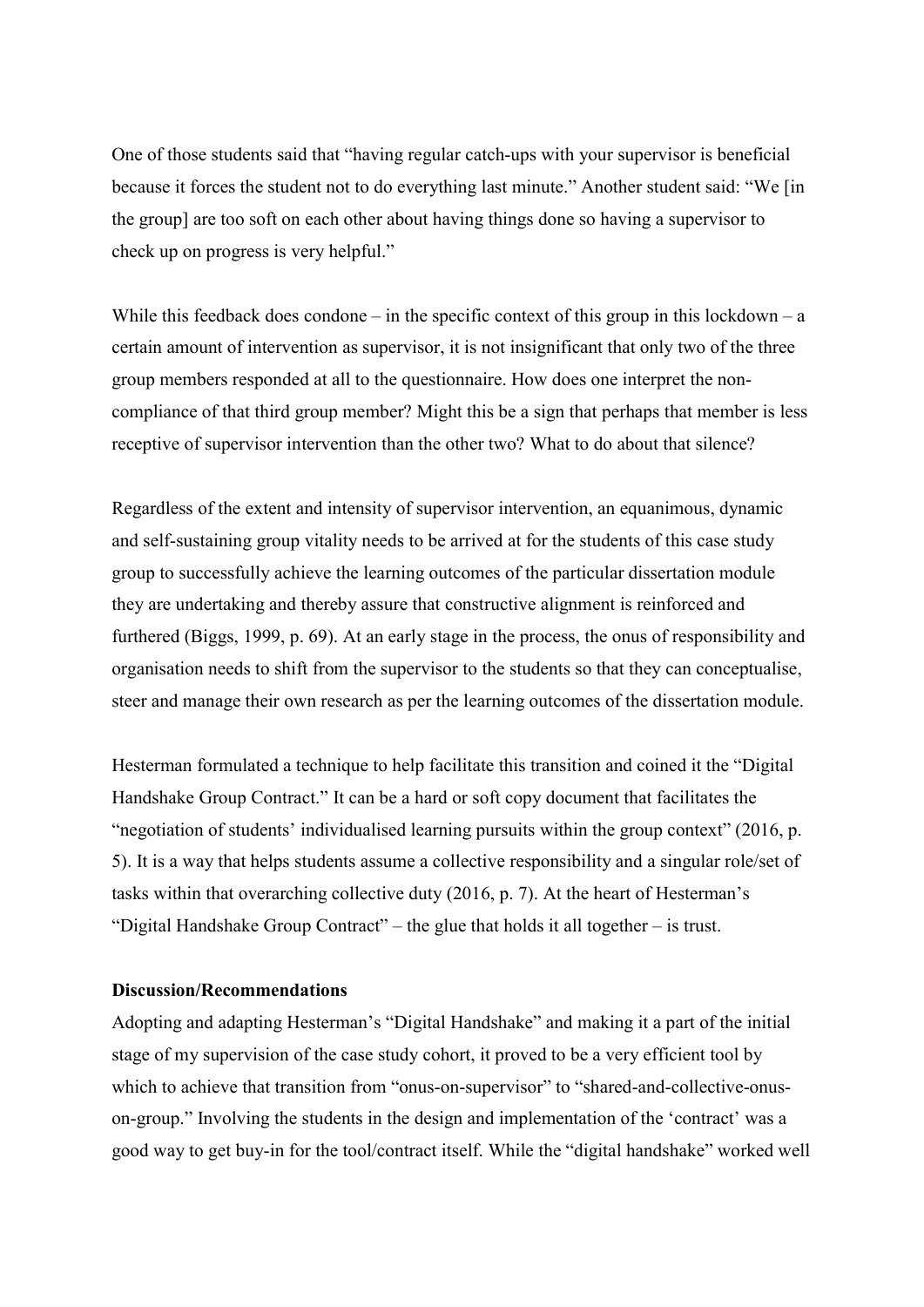One of those students said that "having regular catch-ups with your supervisor is beneficial because it forces the student not to do everything last minute." Another student said: "We [in the group] are too soft on each other about having things done so having a supervisor to check up on progress is very helpful."

While this feedback does condone – in the specific context of this group in this lockdown – a certain amount of intervention as supervisor, it is not insignificant that only two of the three group members responded at all to the questionnaire. How does one interpret the non-compliance of that third group member? Might this be a sign that perhaps that member is less receptive of supervisor intervention than the other two? What to do about that silence?

Regardless of the extent and intensity of supervisor intervention, an equanimous, dynamic and self-sustaining group vitality needs to be arrived at for the students of this case study group to successfully achieve the learning outcomes of the particular dissertation module they are undertaking and thereby assure that constructive alignment is reinforced and furthered (Biggs, 1999, p. 69). At an early stage in the process, the onus of responsibility and organisation needs to shift from the supervisor to the students so that they can conceptualise, steer and manage their own research as per the learning outcomes of the dissertation module.

Hesterman formulated a technique to help facilitate this transition and coined it the "Digital Handshake Group Contract." It can be a hard or soft copy document that facilitates the "negotiation of students' individualised learning pursuits within the group context" (2016, p. 5). It is a way that helps students assume a collective responsibility and a singular role/set of tasks within that overarching collective duty (2016, p. 7). At the heart of Hesterman's "Digital Handshake Group Contract" – the glue that holds it all together – is trust.

**Discussion/Recommendations**

Adopting and adapting Hesterman's "Digital Handshake" and making it a part of the initial stage of my supervision of the case study cohort, it proved to be a very efficient tool by which to achieve that transition from "onus-on-supervisor" to "shared-and-collective-onus-on-group." Involving the students in the design and implementation of the 'contract' was a good way to get buy-in for the tool/contract itself. While the "digital handshake" worked well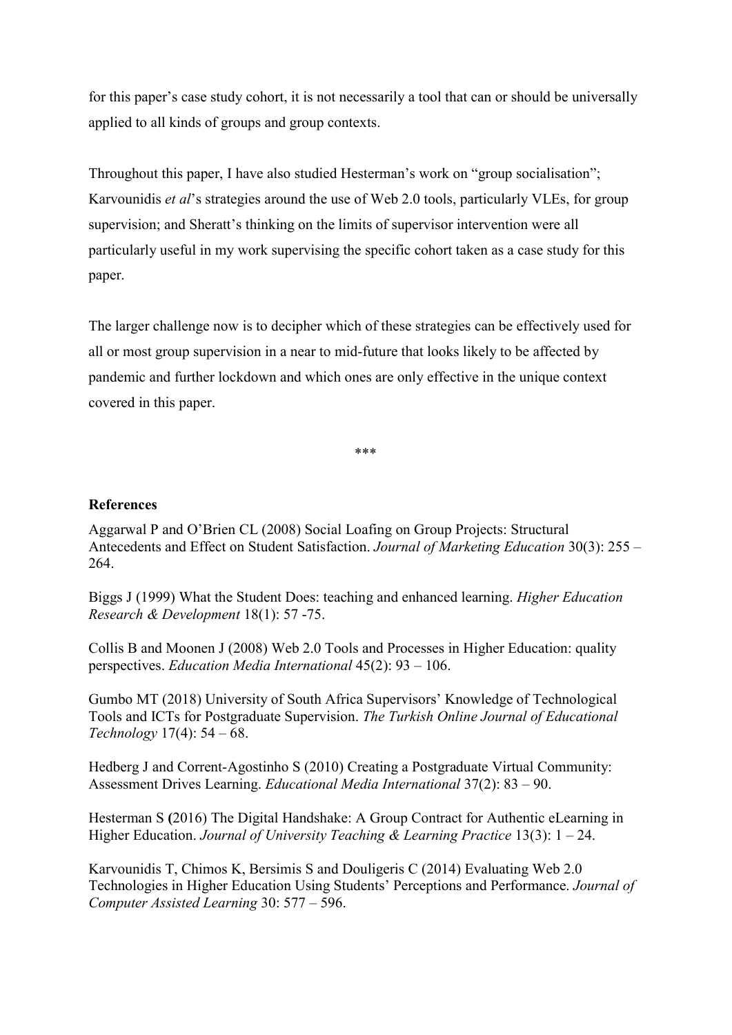for this paper's case study cohort, it is not necessarily a tool that can or should be universally applied to all kinds of groups and group contexts.

Throughout this paper, I have also studied Hesterman's work on "group socialisation"; Karvounidis *et al*'s strategies around the use of Web 2.0 tools, particularly VLEs, for group supervision; and Sheratt's thinking on the limits of supervisor intervention were all particularly useful in my work supervising the specific cohort taken as a case study for this paper.

The larger challenge now is to decipher which of these strategies can be effectively used for all or most group supervision in a near to mid-future that looks likely to be affected by pandemic and further lockdown and which ones are only effective in the unique context covered in this paper.

\*\*\*

**References**

Aggarwal P and O'Brien CL (2008) Social Loafing on Group Projects: Structural Antecedents and Effect on Student Satisfaction. *Journal of Marketing Education* 30(3): 255 – 264.

Biggs J (1999) What the Student Does: teaching and enhanced learning. *Higher Education Research & Development* 18(1): 57 -75.

Collis B and Moonen J (2008) Web 2.0 Tools and Processes in Higher Education: quality perspectives. *Education Media International* 45(2): 93 – 106.

Gumbo MT (2018) University of South Africa Supervisors' Knowledge of Technological Tools and ICTs for Postgraduate Supervision. *The Turkish Online Journal of Educational Technology* 17(4): 54 – 68.

Hedberg J and Corrent-Agostinho S (2010) Creating a Postgraduate Virtual Community: Assessment Drives Learning. *Educational Media International* 37(2): 83 – 90.

Hesterman S (2016) The Digital Handshake: A Group Contract for Authentic eLearning in Higher Education. *Journal of University Teaching & Learning Practice* 13(3): 1 – 24.

Karvounidis T, Chimos K, Bersimis S and Douligeris C (2014) Evaluating Web 2.0 Technologies in Higher Education Using Students' Perceptions and Performance. *Journal of Computer Assisted Learning* 30: 577 – 596.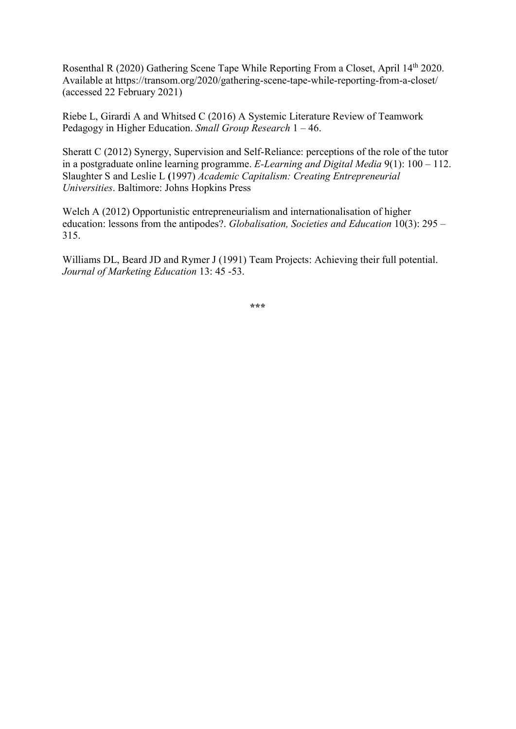Rosenthal R (2020) Gathering Scene Tape While Reporting From a Closet, April 14th 2020. Available at https://transom.org/2020/gathering-scene-tape-while-reporting-from-a-closet/ (accessed 22 February 2021)

Riebe L, Girardi A and Whitsed C (2016) A Systemic Literature Review of Teamwork Pedagogy in Higher Education. *Small Group Research* 1 – 46.

Sheratt C (2012) Synergy, Supervision and Self-Reliance: perceptions of the role of the tutor in a postgraduate online learning programme. *E-Learning and Digital Media* 9(1): 100 – 112.
Slaughter S and Leslie L (1997) *Academic Capitalism: Creating Entrepreneurial Universities*. Baltimore: Johns Hopkins Press

Welch A (2012) Opportunistic entrepreneurialism and internationalisation of higher education: lessons from the antipodes?. *Globalisation, Societies and Education* 10(3): 295 – 315.

Williams DL, Beard JD and Rymer J (1991) Team Projects: Achieving their full potential. *Journal of Marketing Education* 13: 45 -53.

***